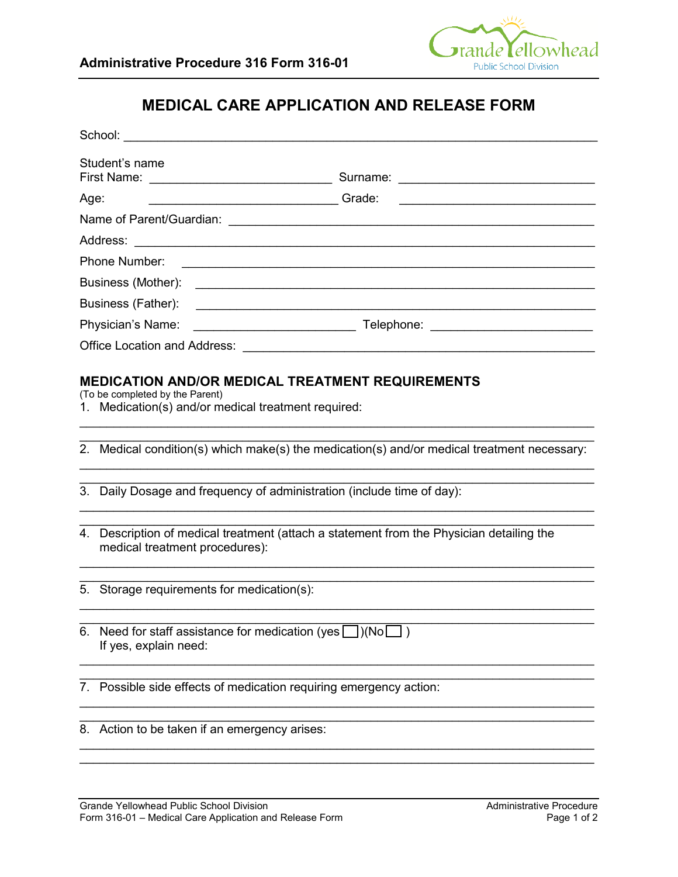**Administrative Procedure 316 Form 316-01**

# MEDICAL CARE APPLICATION AND RELEASE FORM

School: ______________________________________________________________________

Student's name
First Name: ___________________________ Surname: ____________________________

Age: ___________________________ Grade: ____________________________

Name of Parent/Guardian: ______________________________________________________

Address: ______________________________________________________________________

Phone Number: _________________________________________________________________

Business (Mother): _____________________________________________________________

Business (Father): _____________________________________________________________

Physician's Name: _______________________ Telephone: _______________________

Office Location and Address: ___________________________________________________

## MEDICATION AND/OR MEDICAL TREATMENT REQUIREMENTS

(To be completed by the Parent)

1. Medication(s) and/or medical treatment required:
______________________________________________________________________
______________________________________________________________________

2. Medical condition(s) which make(s) the medication(s) and/or medical treatment necessary:
______________________________________________________________________
______________________________________________________________________

3. Daily Dosage and frequency of administration (include time of day):
______________________________________________________________________
______________________________________________________________________

4. Description of medical treatment (attach a statement from the Physician detailing the medical treatment procedures):
______________________________________________________________________
______________________________________________________________________

5. Storage requirements for medication(s):
______________________________________________________________________
______________________________________________________________________

6. Need for staff assistance for medication (yes ☐)(No ☐ )
If yes, explain need:
______________________________________________________________________
______________________________________________________________________

7. Possible side effects of medication requiring emergency action:
______________________________________________________________________
______________________________________________________________________

8. Action to be taken if an emergency arises:
______________________________________________________________________
______________________________________________________________________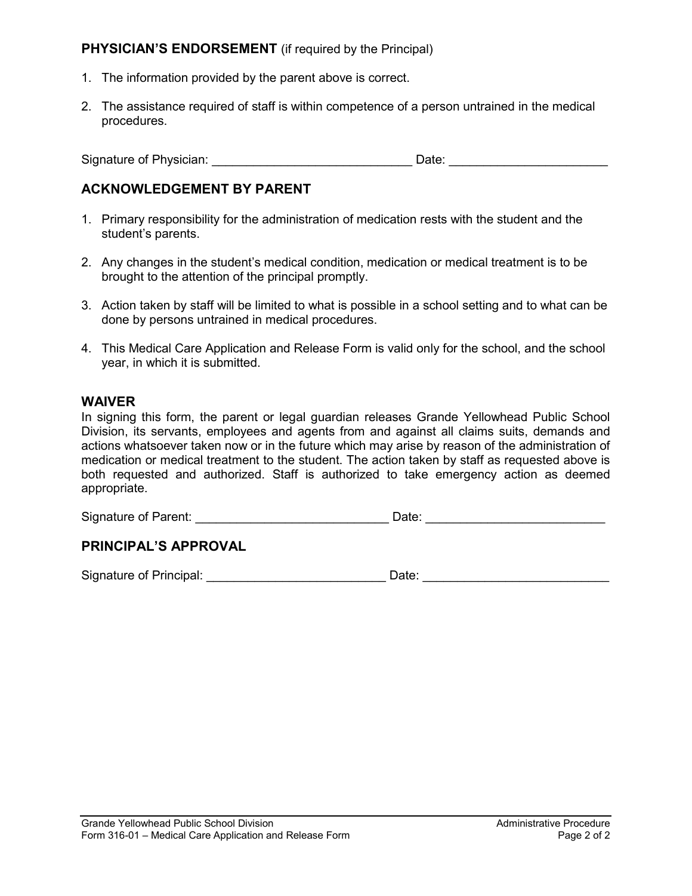## PHYSICIAN'S ENDORSEMENT (if required by the Principal)

1. The information provided by the parent above is correct.
2. The assistance required of staff is within competence of a person untrained in the medical procedures.

Signature of Physician: ____________________________ Date: ______________________

## ACKNOWLEDGEMENT BY PARENT

1. Primary responsibility for the administration of medication rests with the student and the student's parents.
2. Any changes in the student's medical condition, medication or medical treatment is to be brought to the attention of the principal promptly.
3. Action taken by staff will be limited to what is possible in a school setting and to what can be done by persons untrained in medical procedures.
4. This Medical Care Application and Release Form is valid only for the school, and the school year, in which it is submitted.

## WAIVER

In signing this form, the parent or legal guardian releases Grande Yellowhead Public School Division, its servants, employees and agents from and against all claims suits, demands and actions whatsoever taken now or in the future which may arise by reason of the administration of medication or medical treatment to the student. The action taken by staff as requested above is both requested and authorized. Staff is authorized to take emergency action as deemed appropriate.

Signature of Parent: ___________________________ Date: _________________________

## PRINCIPAL'S APPROVAL

Signature of Principal: _________________________ Date: __________________________